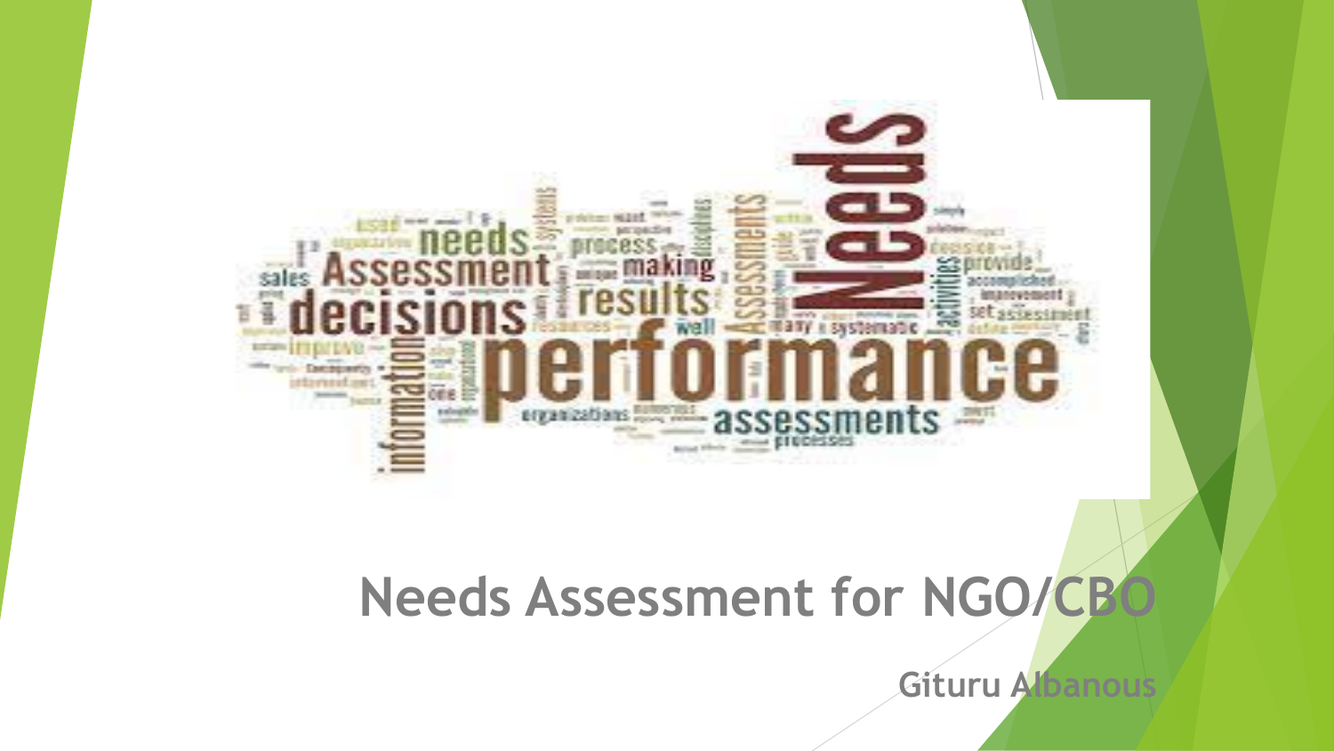# Needs Assessment for NGO/CBO

**Gituru Albanous**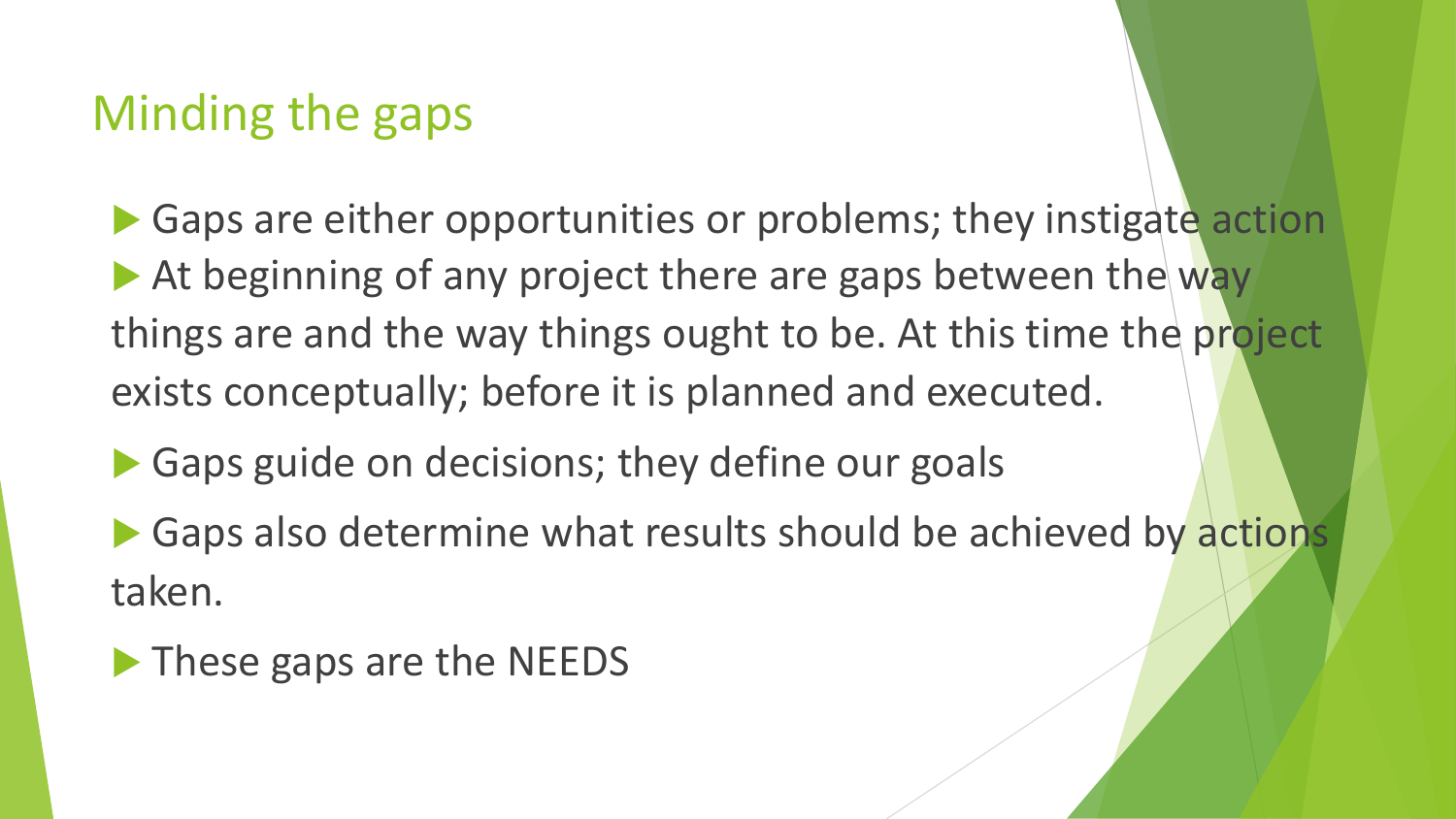# Minding the gaps

- Gaps are either opportunities or problems; they instigate action
- At beginning of any project there are gaps between the way things are and the way things ought to be. At this time the project exists conceptually; before it is planned and executed.
- Gaps guide on decisions; they define our goals
- Gaps also determine what results should be achieved by actions taken.
- These gaps are the NEEDS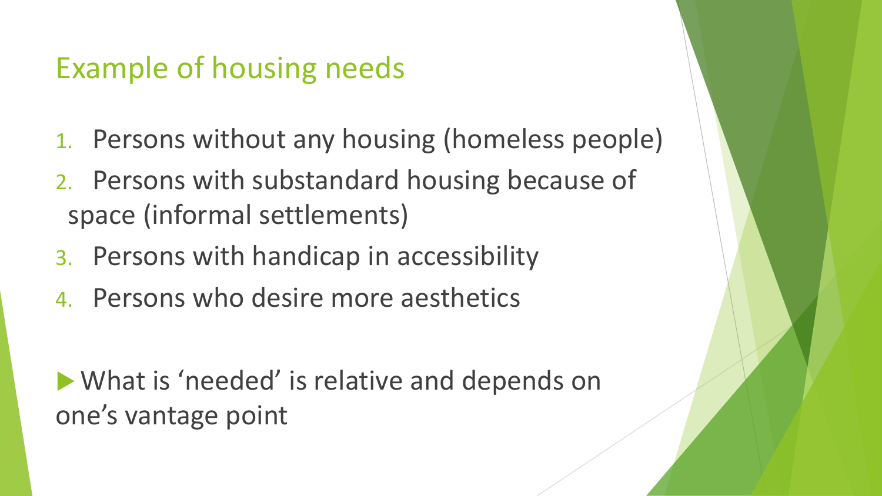## Example of housing needs

1. Persons without any housing (homeless people)
2. Persons with substandard housing because of space (informal settlements)
3. Persons with handicap in accessibility
4. Persons who desire more aesthetics

- What is ‘needed’ is relative and depends on one’s vantage point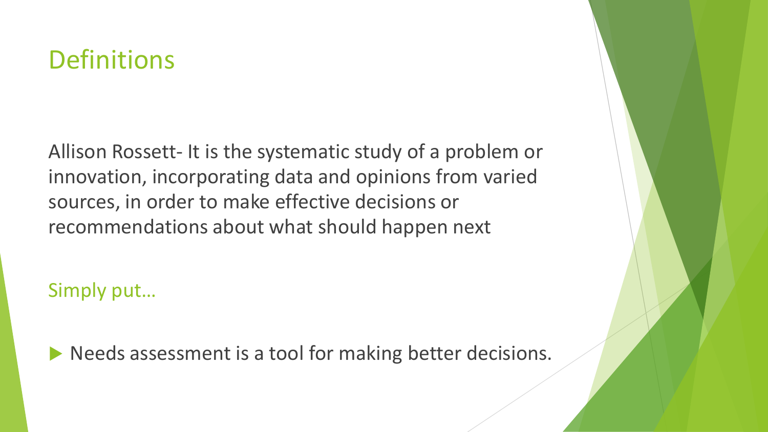# Definitions

Allison Rossett- It is the systematic study of a problem or innovation, incorporating data and opinions from varied sources, in order to make effective decisions or recommendations about what should happen next

Simply put…

- Needs assessment is a tool for making better decisions.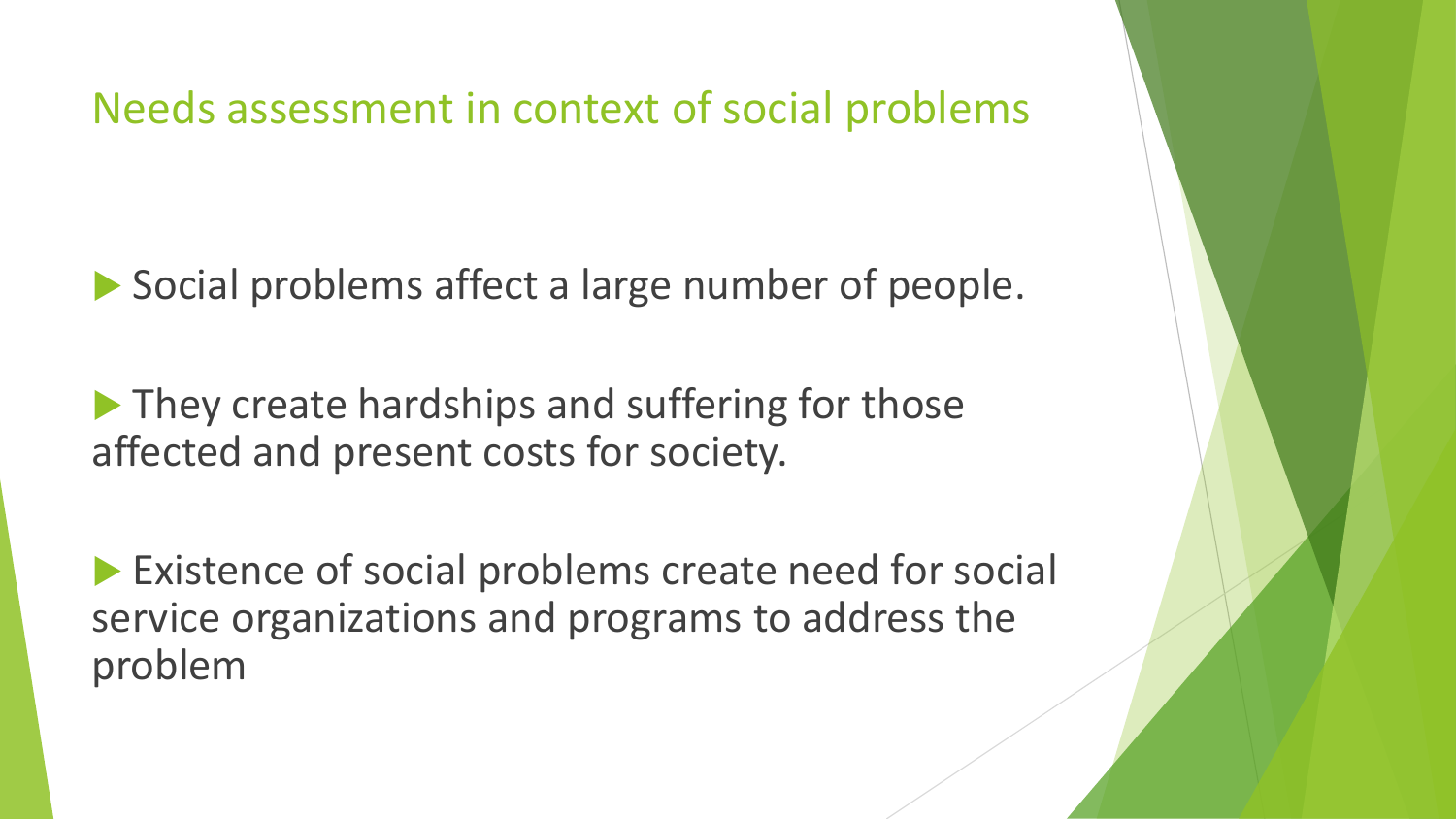## Needs assessment in context of social problems

- Social problems affect a large number of people.
- They create hardships and suffering for those affected and present costs for society.
- Existence of social problems create need for social service organizations and programs to address the problem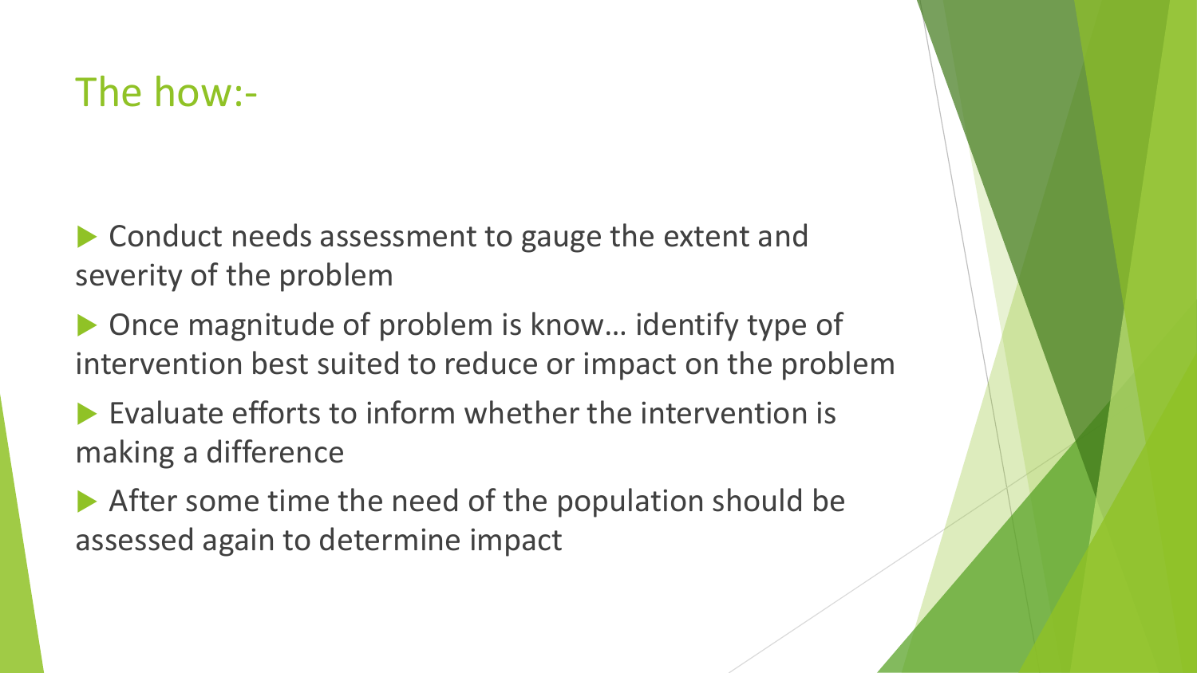# The how:-

- Conduct needs assessment to gauge the extent and severity of the problem
- Once magnitude of problem is know… identify type of intervention best suited to reduce or impact on the problem
- Evaluate efforts to inform whether the intervention is making a difference
- After some time the need of the population should be assessed again to determine impact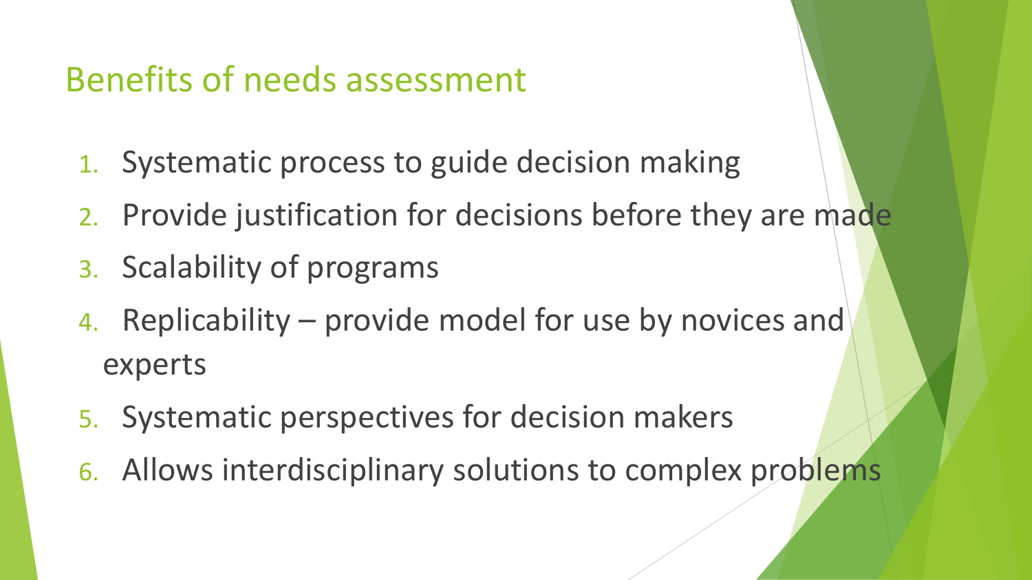## Benefits of needs assessment

1. Systematic process to guide decision making
2. Provide justification for decisions before they are made
3. Scalability of programs
4. Replicability – provide model for use by novices and experts
5. Systematic perspectives for decision makers
6. Allows interdisciplinary solutions to complex problems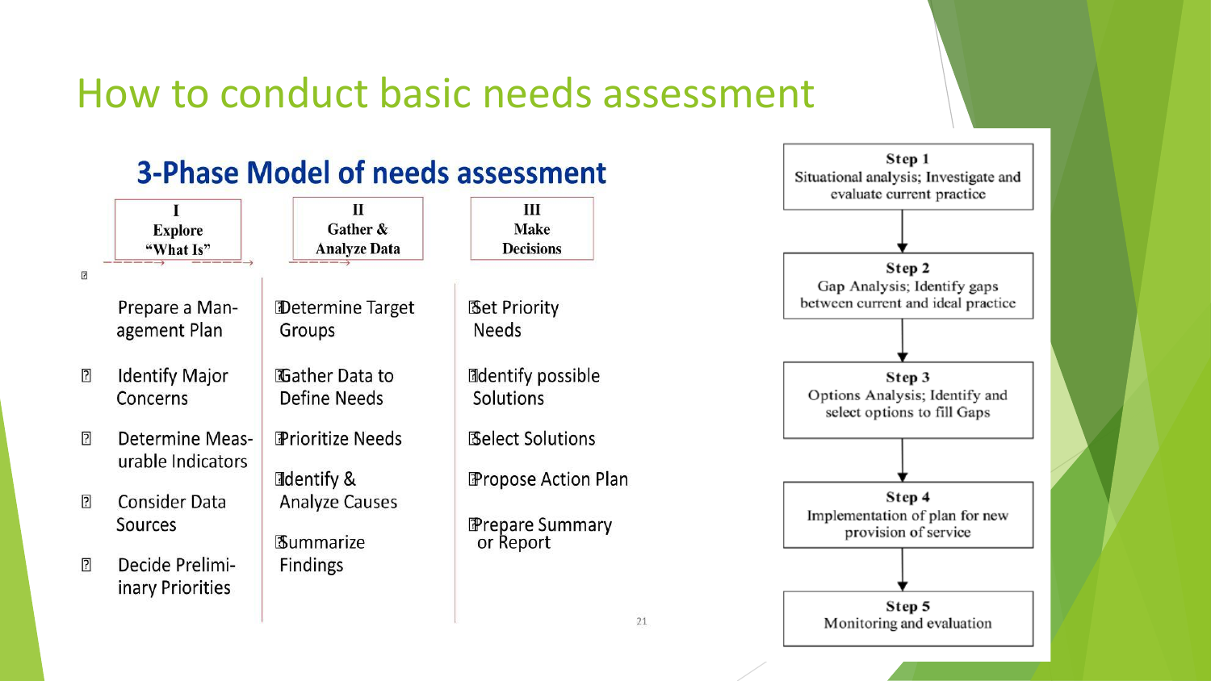# How to conduct basic needs assessment

## 3-Phase Model of needs assessment

| I Explore "What Is" | II Gather & Analyze Data | III Make Decisions |
| --- | --- | --- |
| Prepare a Management Plan | Determine Target Groups | Set Priority Needs |
| Identify Major Concerns | Gather Data to Define Needs | Identify possible Solutions |
| Determine Measurable Indicators | Prioritize Needs | Select Solutions |
| Consider Data Sources | Identify & Analyze Causes | Propose Action Plan |
| Decide Preliminary Priorities | Summarize Findings | Prepare Summary or Report |

**Step 1**
Situational analysis; Investigate and evaluate current practice

↓

**Step 2**
Gap Analysis; Identify gaps between current and ideal practice

↓

**Step 3**
Options Analysis; Identify and select options to fill Gaps

↓

**Step 4**
Implementation of plan for new provision of service

↓

**Step 5**
Monitoring and evaluation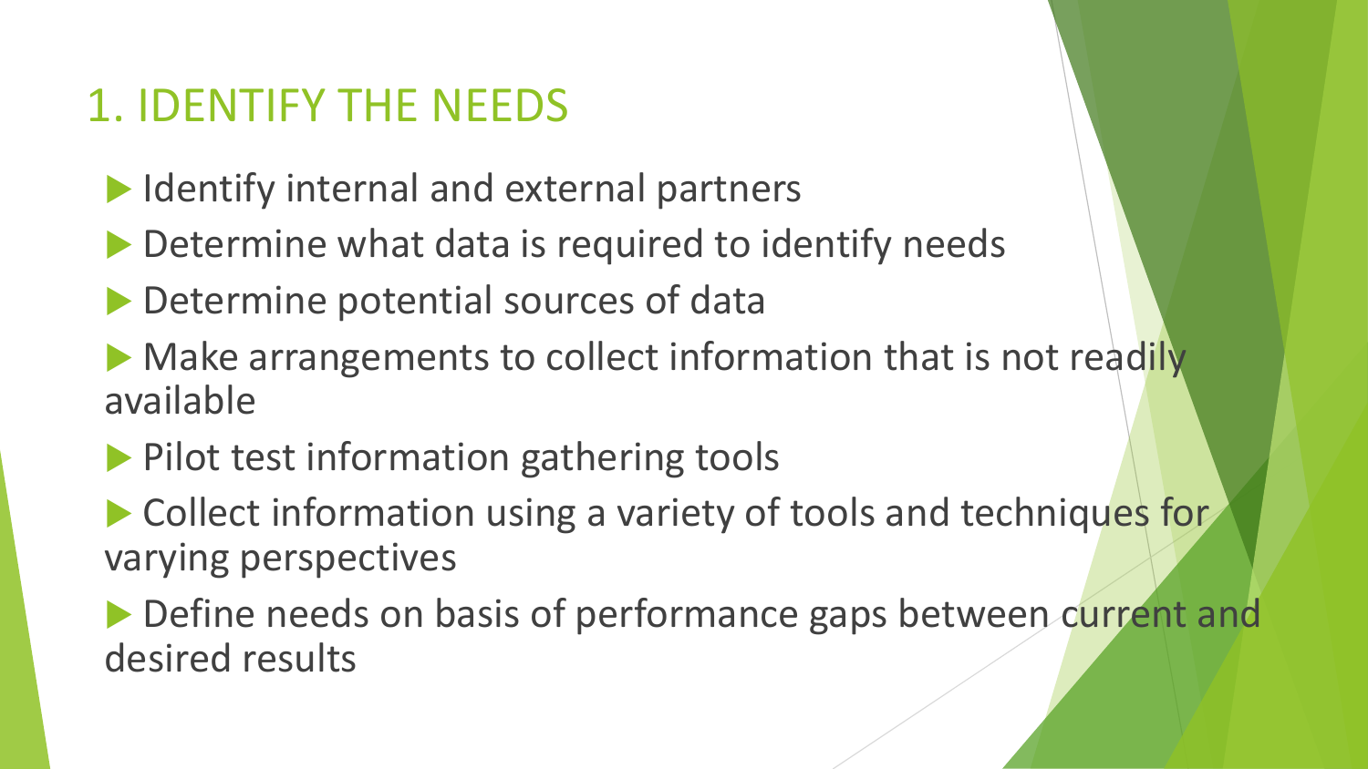# 1. IDENTIFY THE NEEDS

- Identify internal and external partners
- Determine what data is required to identify needs
- Determine potential sources of data
- Make arrangements to collect information that is not readily available
- Pilot test information gathering tools
- Collect information using a variety of tools and techniques for varying perspectives
- Define needs on basis of performance gaps between current and desired results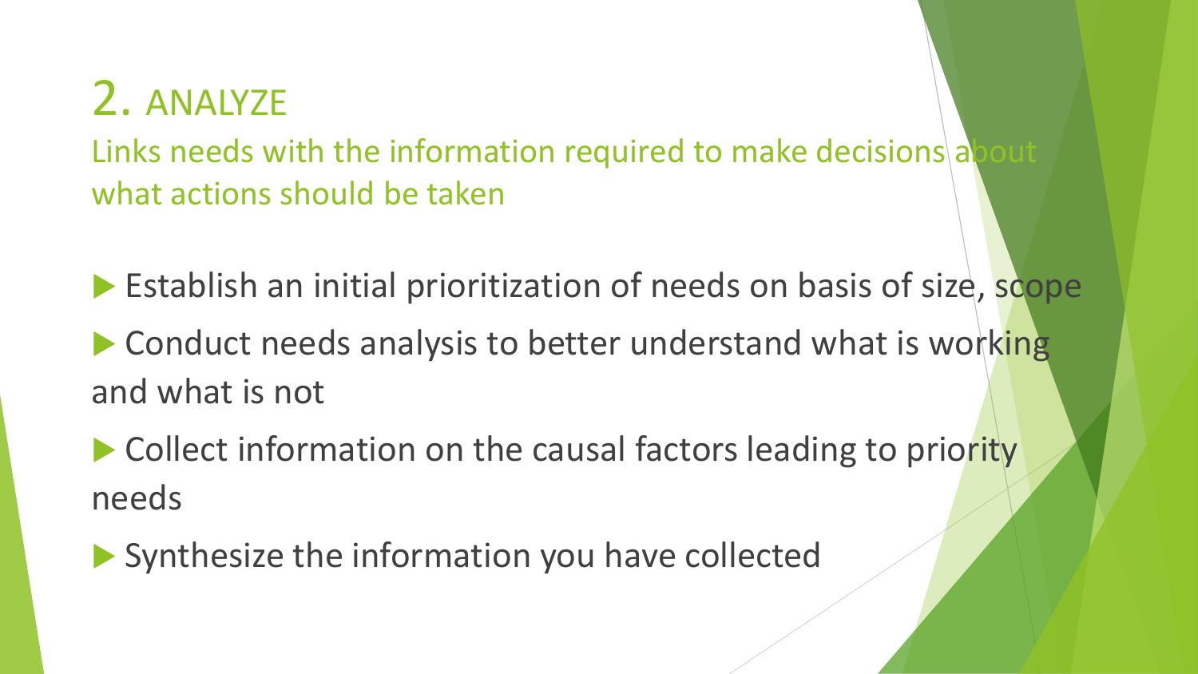# 2. ANALYZE

Links needs with the information required to make decisions about what actions should be taken

- Establish an initial prioritization of needs on basis of size, scope
- Conduct needs analysis to better understand what is working and what is not
- Collect information on the causal factors leading to priority needs
- Synthesize the information you have collected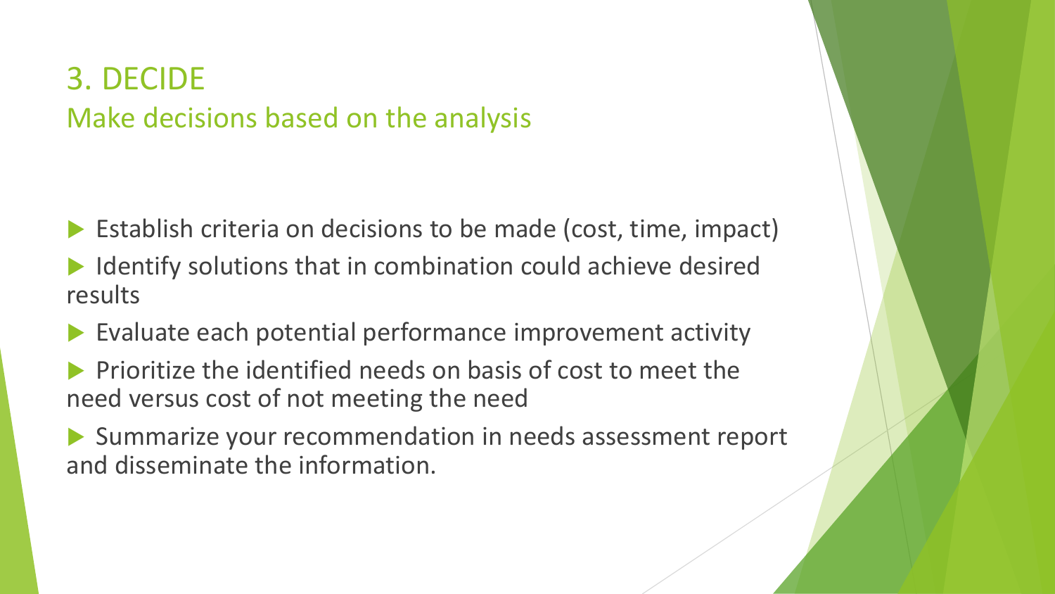# 3. DECIDE

## Make decisions based on the analysis

- Establish criteria on decisions to be made (cost, time, impact)
- Identify solutions that in combination could achieve desired results
- Evaluate each potential performance improvement activity
- Prioritize the identified needs on basis of cost to meet the need versus cost of not meeting the need
- Summarize your recommendation in needs assessment report and disseminate the information.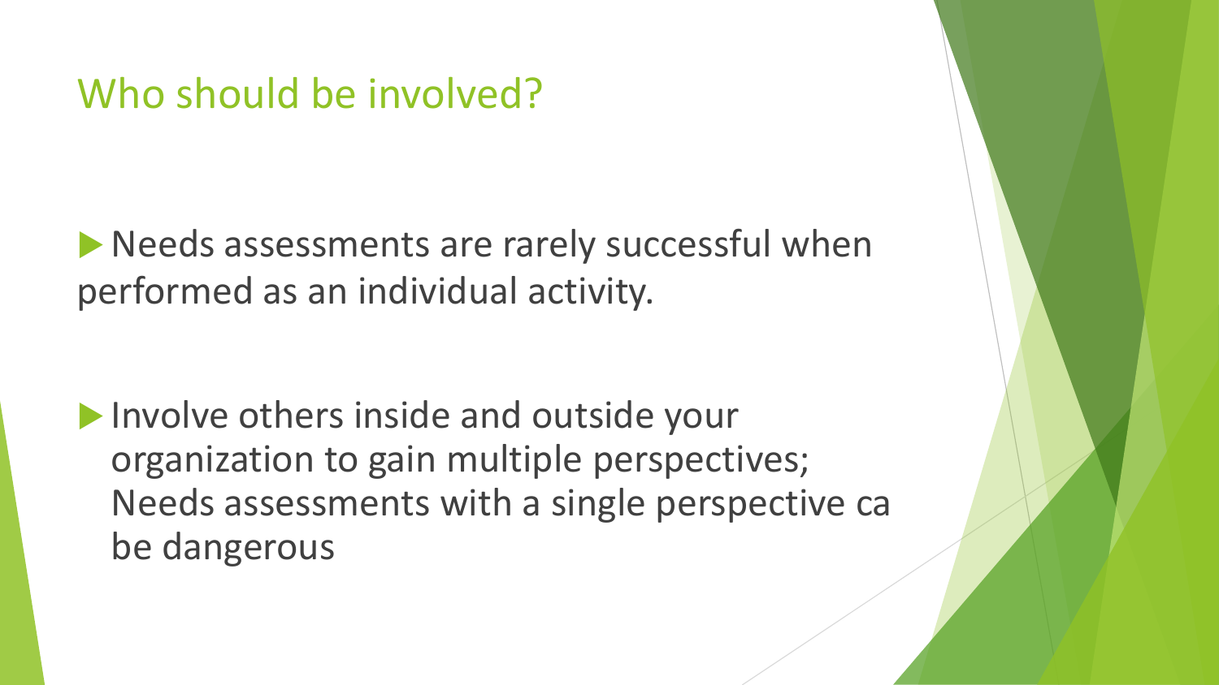# Who should be involved?

- Needs assessments are rarely successful when performed as an individual activity.

- Involve others inside and outside your organization to gain multiple perspectives; Needs assessments with a single perspective ca be dangerous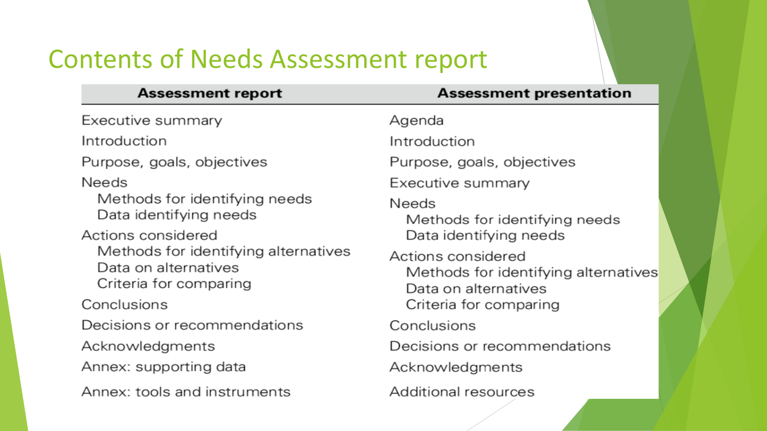# Contents of Needs Assessment report

| Assessment report | Assessment presentation |
| --- | --- |
| Executive summary | Agenda |
| Introduction | Introduction |
| Purpose, goals, objectives | Purpose, goals, objectives |
| Needs | Executive summary |
| Methods for identifying needs | Needs |
| Data identifying needs | Methods for identifying needs |
| Actions considered | Data identifying needs |
| Methods for identifying alternatives | Actions considered |
| Data on alternatives | Methods for identifying alternatives |
| Criteria for comparing | Data on alternatives |
| Conclusions | Criteria for comparing |
| Decisions or recommendations | Conclusions |
| Acknowledgments | Decisions or recommendations |
| Annex: supporting data | Acknowledgments |
| Annex: tools and instruments | Additional resources |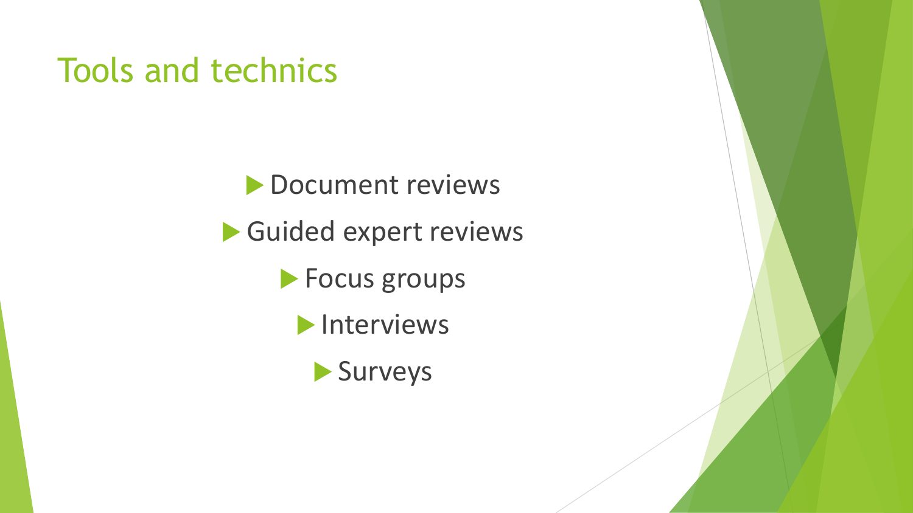# Tools and technics

- Document reviews
- Guided expert reviews
- Focus groups
- Interviews
- Surveys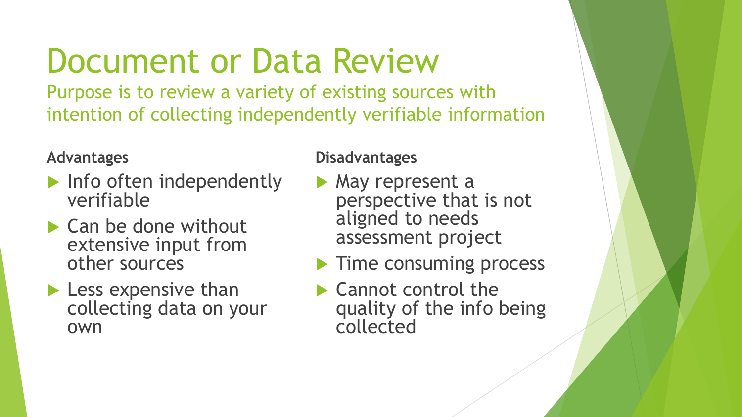# Document or Data Review

Purpose is to review a variety of existing sources with intention of collecting independently verifiable information

**Advantages**

- Info often independently verifiable
- Can be done without extensive input from other sources
- Less expensive than collecting data on your own

**Disadvantages**

- May represent a perspective that is not aligned to needs assessment project
- Time consuming process
- Cannot control the quality of the info being collected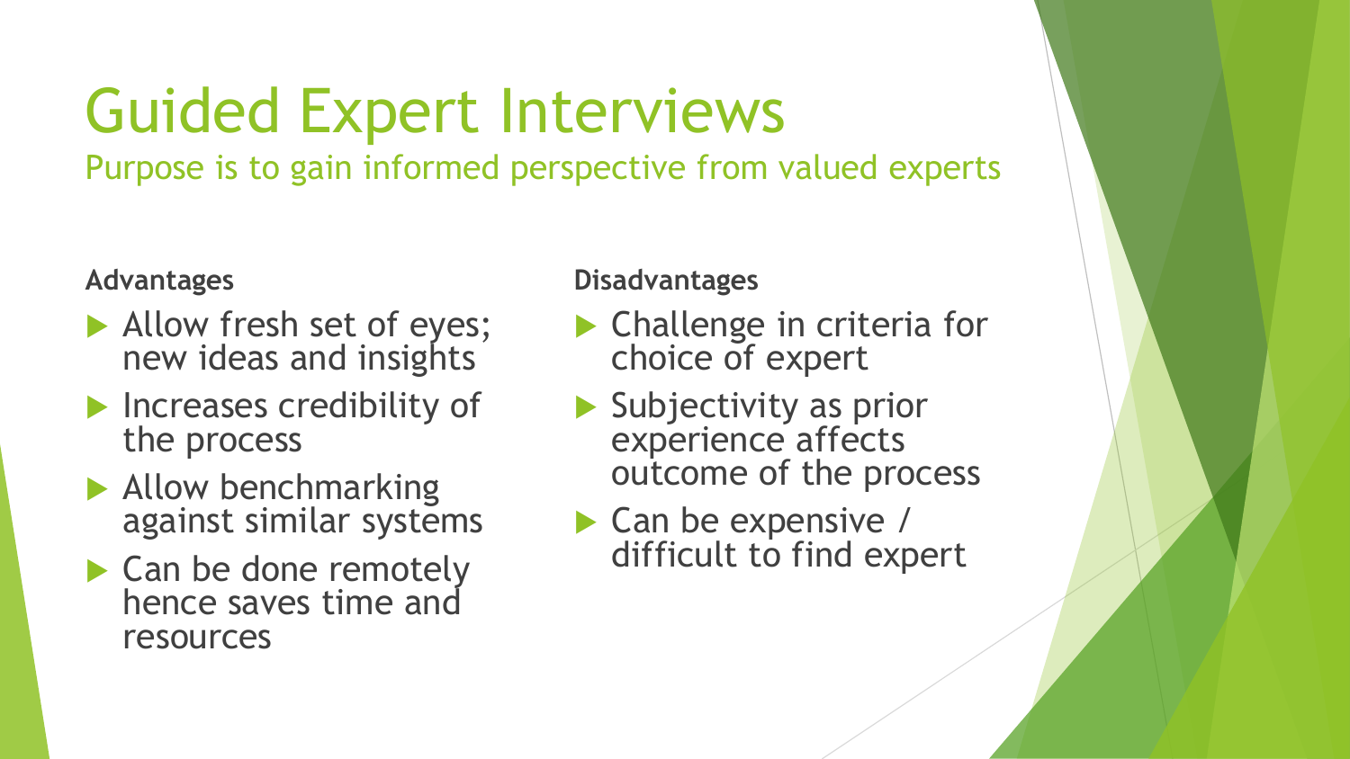# Guided Expert Interviews

Purpose is to gain informed perspective from valued experts

**Advantages**

- Allow fresh set of eyes; new ideas and insights
- Increases credibility of the process
- Allow benchmarking against similar systems
- Can be done remotely hence saves time and resources

**Disadvantages**

- Challenge in criteria for choice of expert
- Subjectivity as prior experience affects outcome of the process
- Can be expensive / difficult to find expert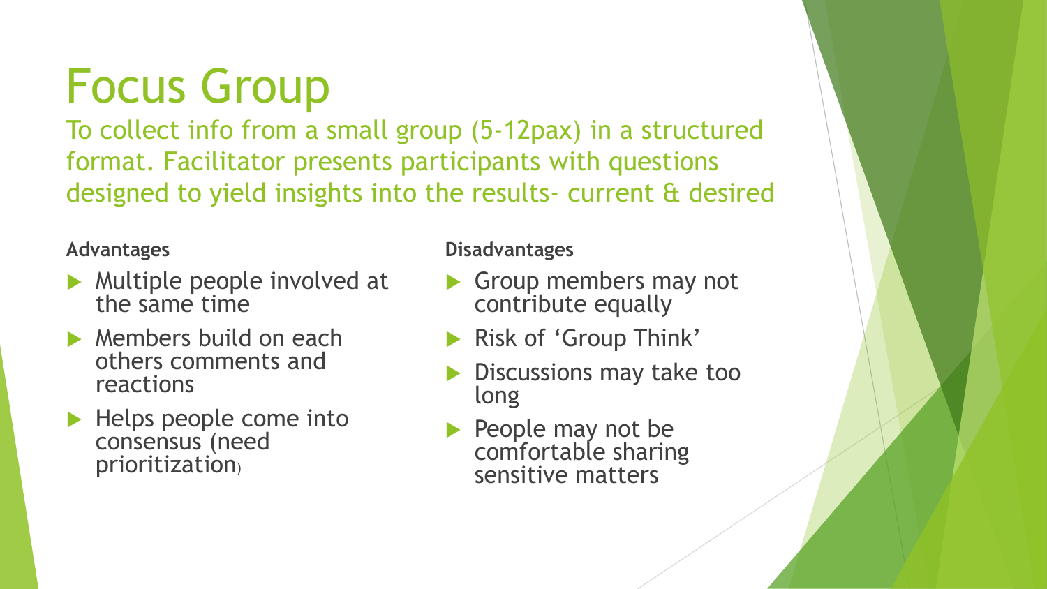# Focus Group

To collect info from a small group (5-12pax) in a structured format. Facilitator presents participants with questions designed to yield insights into the results- current & desired

**Advantages**

- Multiple people involved at the same time
- Members build on each others comments and reactions
- Helps people come into consensus (need prioritization)

**Disadvantages**

- Group members may not contribute equally
- Risk of 'Group Think'
- Discussions may take too long
- People may not be comfortable sharing sensitive matters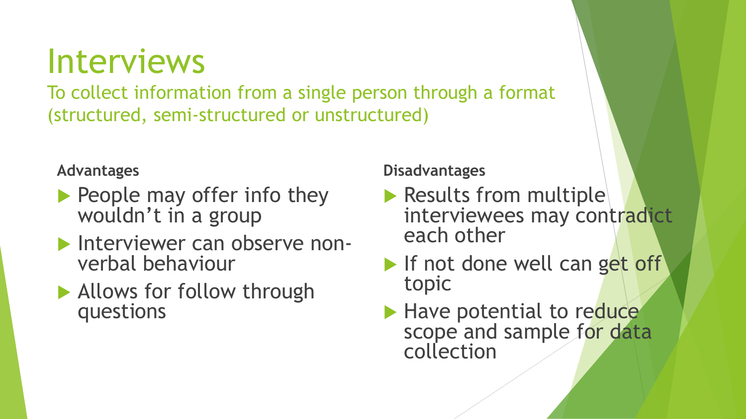# Interviews

To collect information from a single person through a format (structured, semi-structured or unstructured)

**Advantages**

- People may offer info they wouldn't in a group
- Interviewer can observe non-verbal behaviour
- Allows for follow through questions

**Disadvantages**

- Results from multiple interviewees may contradict each other
- If not done well can get off topic
- Have potential to reduce scope and sample for data collection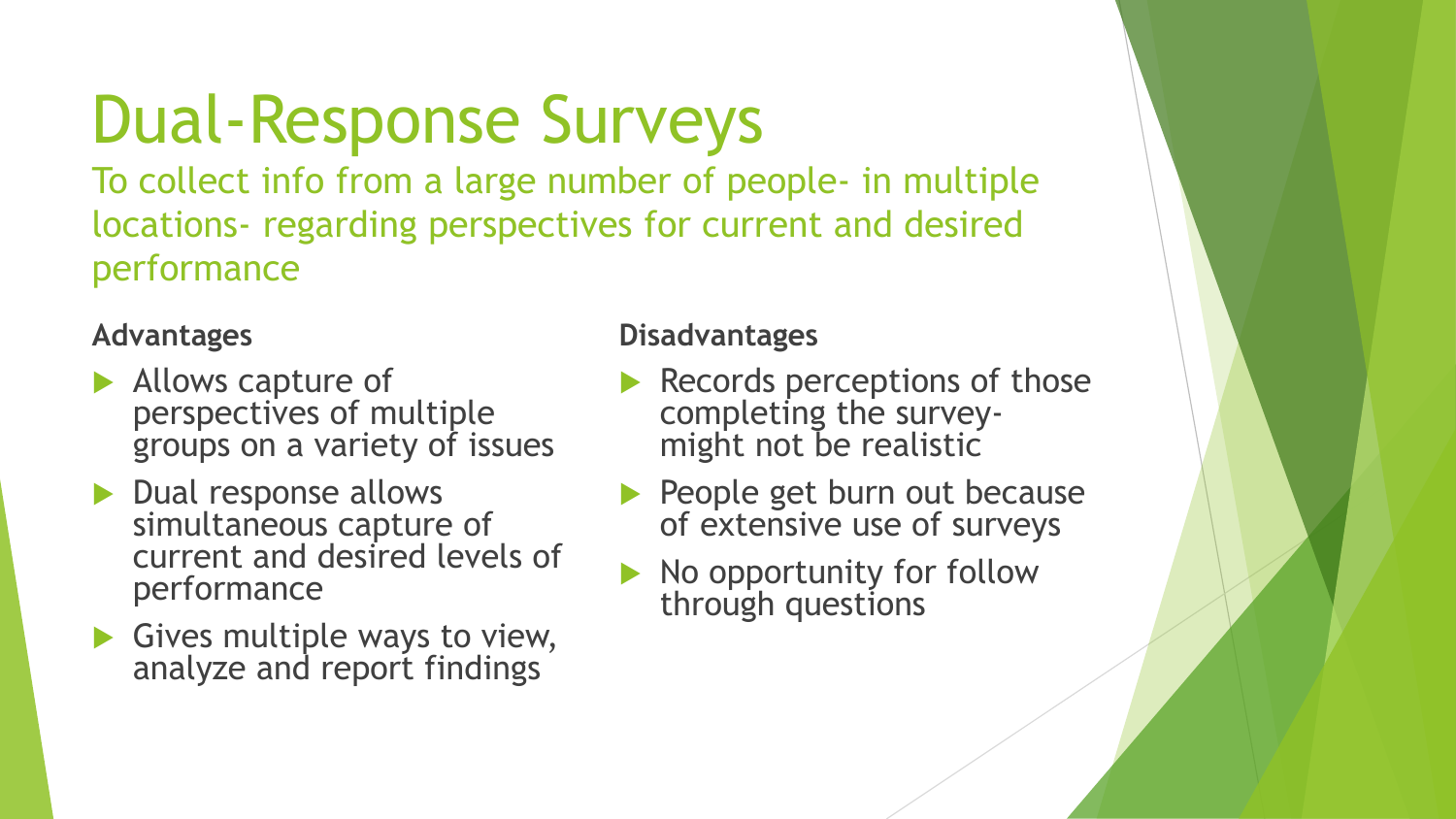# Dual-Response Surveys

To collect info from a large number of people- in multiple locations- regarding perspectives for current and desired performance

**Advantages**

- Allows capture of perspectives of multiple groups on a variety of issues
- Dual response allows simultaneous capture of current and desired levels of performance
- Gives multiple ways to view, analyze and report findings

**Disadvantages**

- Records perceptions of those completing the survey- might not be realistic
- People get burn out because of extensive use of surveys
- No opportunity for follow through questions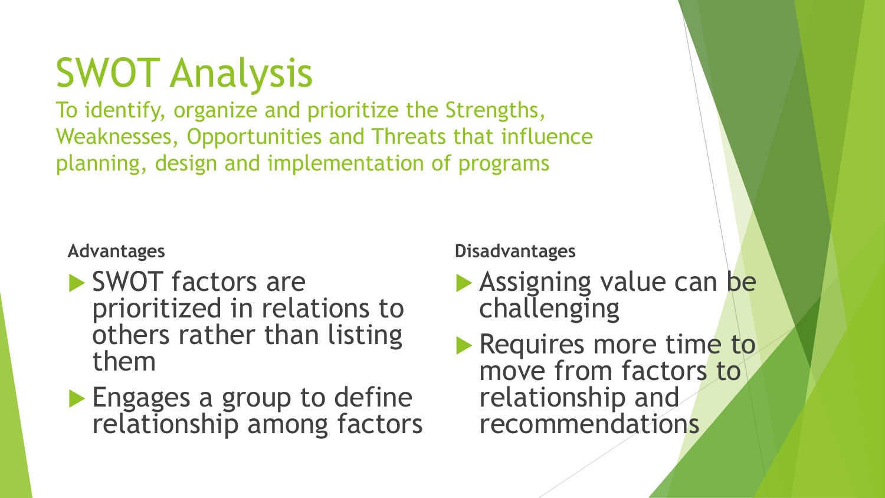# SWOT Analysis

To identify, organize and prioritize the Strengths, Weaknesses, Opportunities and Threats that influence planning, design and implementation of programs

**Advantages**

- SWOT factors are prioritized in relations to others rather than listing them
- Engages a group to define relationship among factors

**Disadvantages**

- Assigning value can be challenging
- Requires more time to move from factors to relationship and recommendations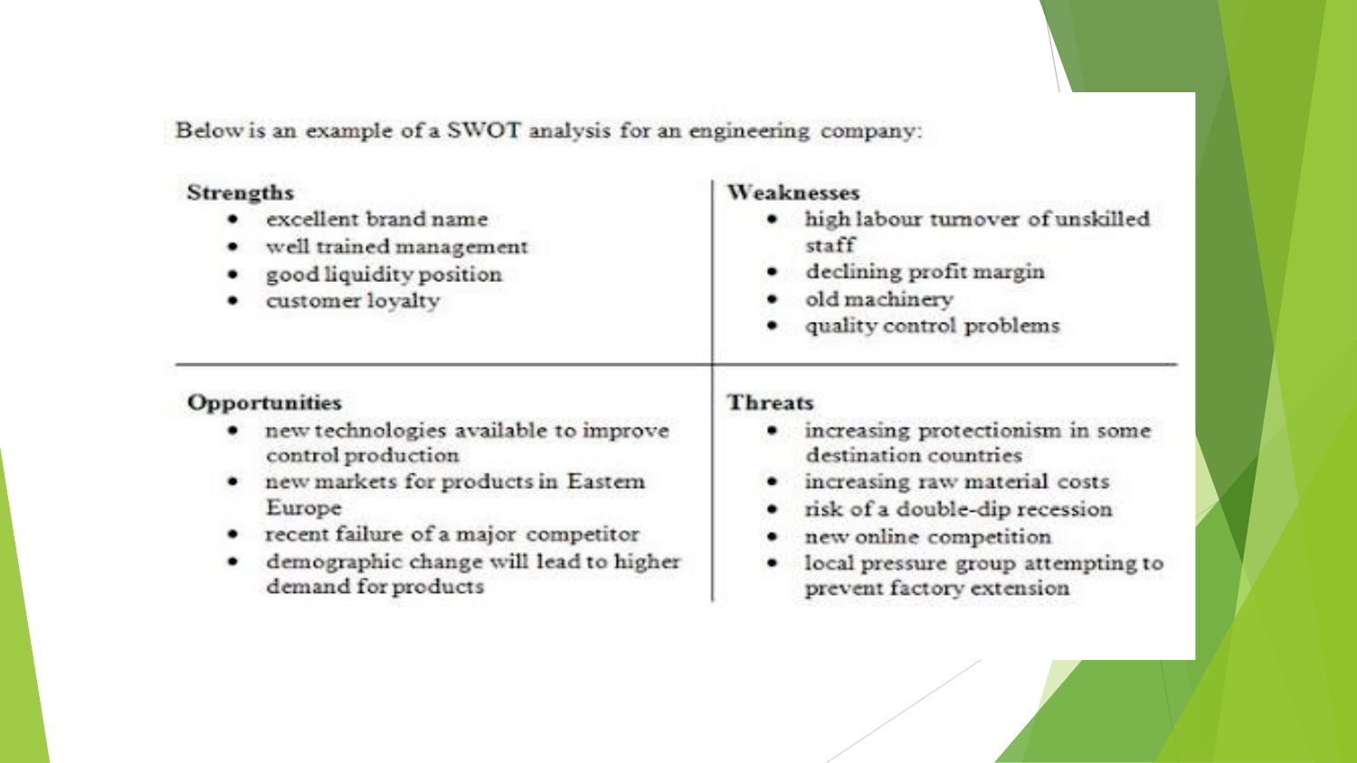Below is an example of a SWOT analysis for an engineering company:

| Strengths | Weaknesses |
| --- | --- |
| • excellent brand name<br>• well trained management<br>• good liquidity position<br>• customer loyalty | • high labour turnover of unskilled staff<br>• declining profit margin<br>• old machinery<br>• quality control problems |
| **Opportunities** | **Threats** |
| • new technologies available to improve control production<br>• new markets for products in Eastern Europe<br>• recent failure of a major competitor<br>• demographic change will lead to higher demand for products | • increasing protectionism in some destination countries<br>• increasing raw material costs<br>• risk of a double-dip recession<br>• new online competition<br>• local pressure group attempting to prevent factory extension |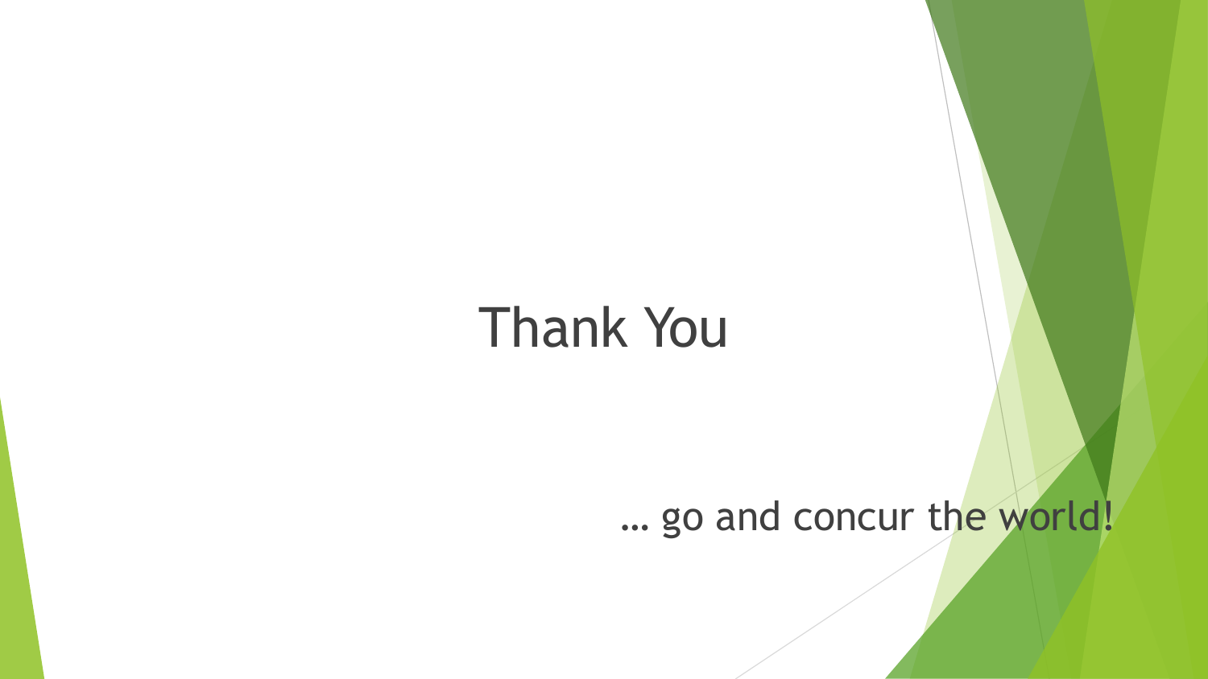# Thank You

… go and concur the world!